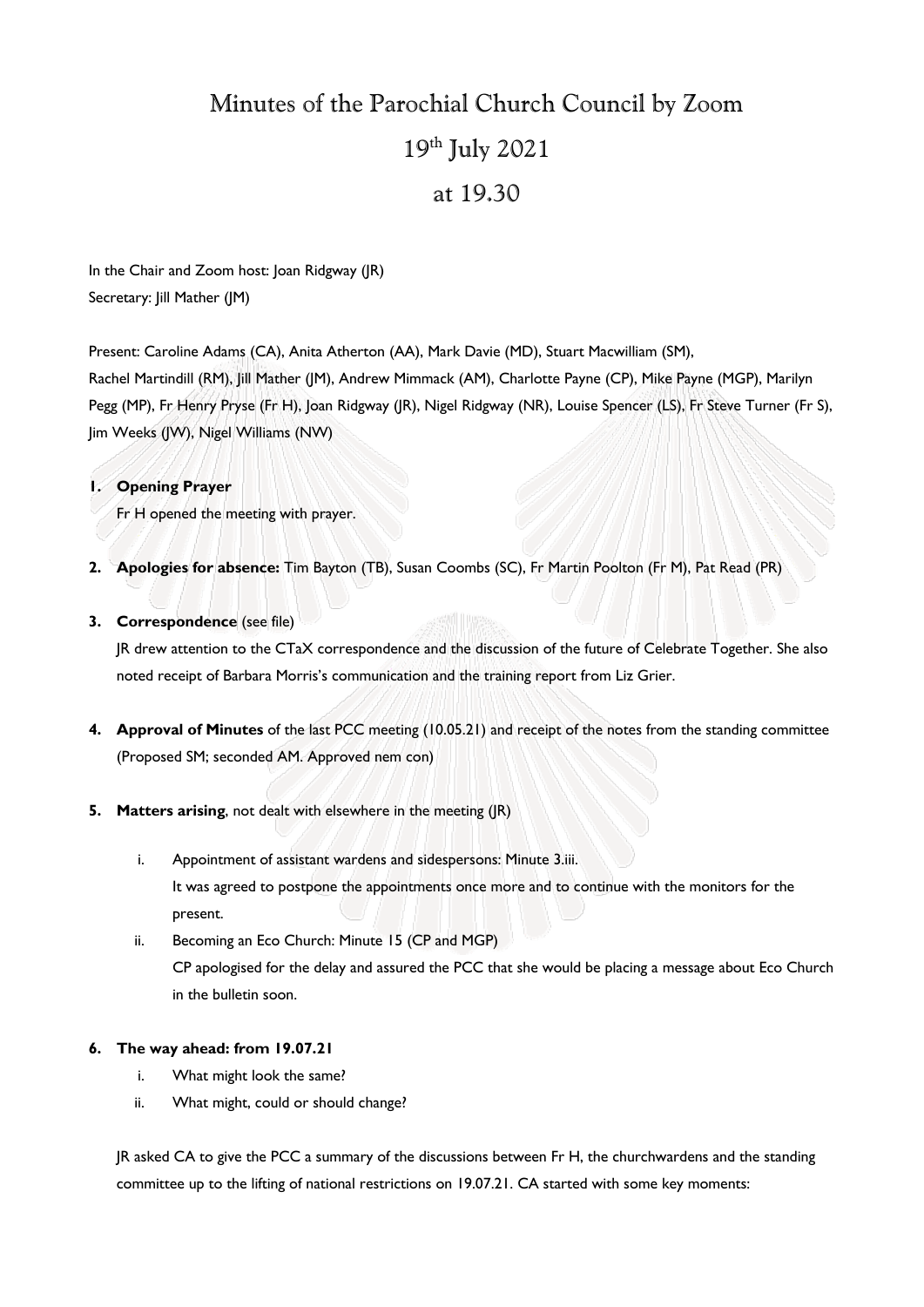# Minutes of the Parochial Church Council by Zoom

## 19th July 2021

## at 19.30

In the Chair and Zoom host: Joan Ridgway (JR)
Secretary: Jill Mather (JM)

Present: Caroline Adams (CA), Anita Atherton (AA), Mark Davie (MD), Stuart Macwilliam (SM), Rachel Martindill (RM), Jill Mather (JM), Andrew Mimmack (AM), Charlotte Payne (CP), Mike Payne (MGP), Marilyn Pegg (MP), Fr Henry Pryse (Fr H), Joan Ridgway (JR), Nigel Ridgway (NR), Louise Spencer (LS), Fr Steve Turner (Fr S), Jim Weeks (JW), Nigel Williams (NW)

1. **Opening Prayer**
   Fr H opened the meeting with prayer.

2. **Apologies for absence:** Tim Bayton (TB), Susan Coombs (SC), Fr Martin Poolton (Fr M), Pat Read (PR)

3. **Correspondence** (see file)
   JR drew attention to the CTaX correspondence and the discussion of the future of Celebrate Together. She also noted receipt of Barbara Morris's communication and the training report from Liz Grier.

4. **Approval of Minutes** of the last PCC meeting (10.05.21) and receipt of the notes from the standing committee (Proposed SM; seconded AM. Approved nem con)

5. **Matters arising**, not dealt with elsewhere in the meeting (JR)

   i. Appointment of assistant wardens and sidespersons: Minute 3.iii.
      It was agreed to postpone the appointments once more and to continue with the monitors for the present.

   ii. Becoming an Eco Church: Minute 15 (CP and MGP)
      CP apologised for the delay and assured the PCC that she would be placing a message about Eco Church in the bulletin soon.

6. **The way ahead: from 19.07.21**

   i. What might look the same?

   ii. What might, could or should change?

   JR asked CA to give the PCC a summary of the discussions between Fr H, the churchwardens and the standing committee up to the lifting of national restrictions on 19.07.21. CA started with some key moments: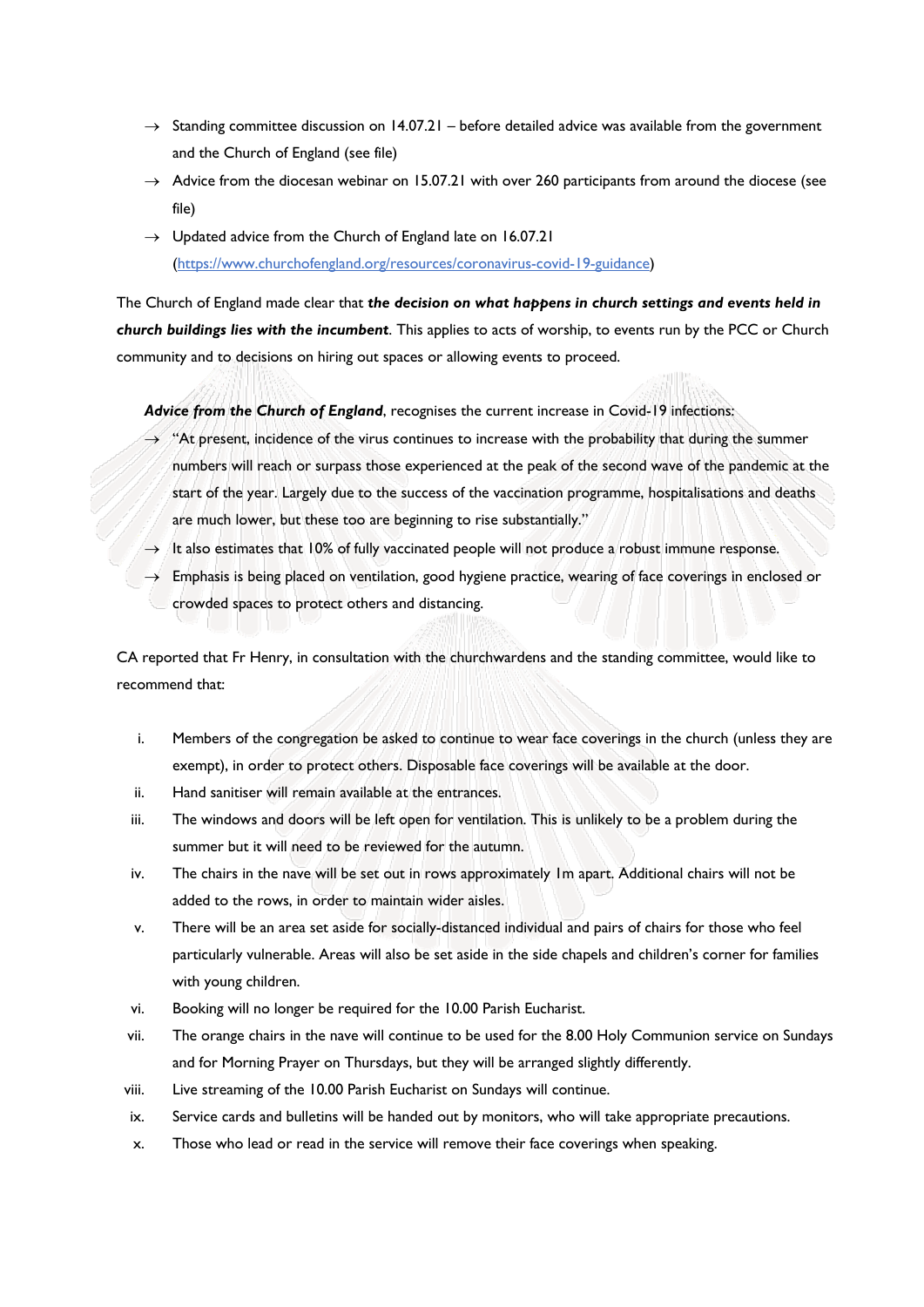- → Standing committee discussion on 14.07.21 – before detailed advice was available from the government and the Church of England (see file)
- → Advice from the diocesan webinar on 15.07.21 with over 260 participants from around the diocese (see file)
- → Updated advice from the Church of England late on 16.07.21 (https://www.churchofengland.org/resources/coronavirus-covid-19-guidance)

The Church of England made clear that ***the decision on what happens in church settings and events held in church buildings lies with the incumbent***. This applies to acts of worship, to events run by the PCC or Church community and to decisions on hiring out spaces or allowing events to proceed.

***Advice from the Church of England***, recognises the current increase in Covid-19 infections:

- → "At present, incidence of the virus continues to increase with the probability that during the summer numbers will reach or surpass those experienced at the peak of the second wave of the pandemic at the start of the year. Largely due to the success of the vaccination programme, hospitalisations and deaths are much lower, but these too are beginning to rise substantially."
- → It also estimates that 10% of fully vaccinated people will not produce a robust immune response.
- → Emphasis is being placed on ventilation, good hygiene practice, wearing of face coverings in enclosed or crowded spaces to protect others and distancing.

CA reported that Fr Henry, in consultation with the churchwardens and the standing committee, would like to recommend that:

i. Members of the congregation be asked to continue to wear face coverings in the church (unless they are exempt), in order to protect others. Disposable face coverings will be available at the door.
ii. Hand sanitiser will remain available at the entrances.
iii. The windows and doors will be left open for ventilation. This is unlikely to be a problem during the summer but it will need to be reviewed for the autumn.
iv. The chairs in the nave will be set out in rows approximately 1m apart. Additional chairs will not be added to the rows, in order to maintain wider aisles.
v. There will be an area set aside for socially-distanced individual and pairs of chairs for those who feel particularly vulnerable. Areas will also be set aside in the side chapels and children's corner for families with young children.
vi. Booking will no longer be required for the 10.00 Parish Eucharist.
vii. The orange chairs in the nave will continue to be used for the 8.00 Holy Communion service on Sundays and for Morning Prayer on Thursdays, but they will be arranged slightly differently.
viii. Live streaming of the 10.00 Parish Eucharist on Sundays will continue.
ix. Service cards and bulletins will be handed out by monitors, who will take appropriate precautions.
x. Those who lead or read in the service will remove their face coverings when speaking.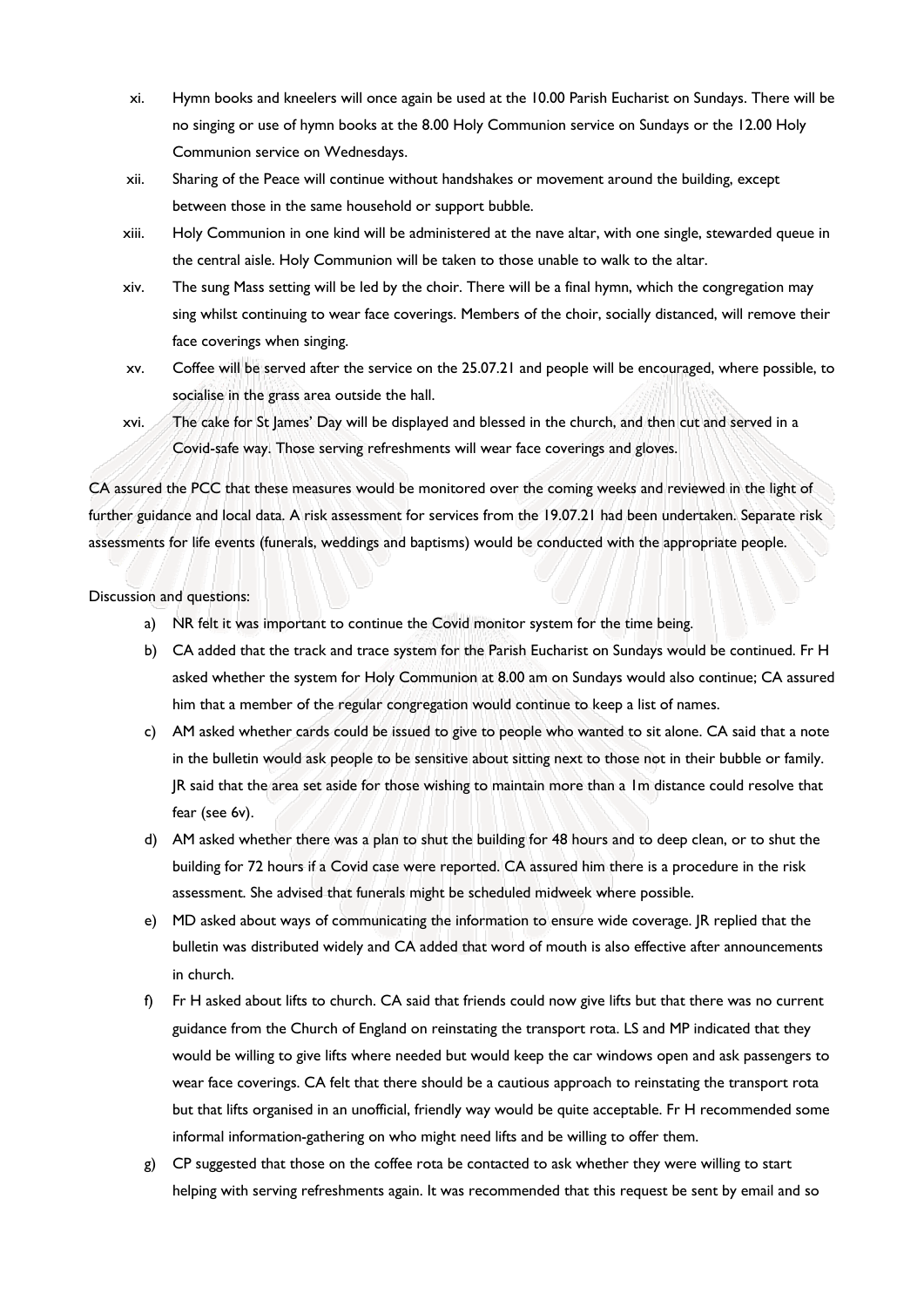xi. Hymn books and kneelers will once again be used at the 10.00 Parish Eucharist on Sundays. There will be no singing or use of hymn books at the 8.00 Holy Communion service on Sundays or the 12.00 Holy Communion service on Wednesdays.

xii. Sharing of the Peace will continue without handshakes or movement around the building, except between those in the same household or support bubble.

xiii. Holy Communion in one kind will be administered at the nave altar, with one single, stewarded queue in the central aisle. Holy Communion will be taken to those unable to walk to the altar.

xiv. The sung Mass setting will be led by the choir. There will be a final hymn, which the congregation may sing whilst continuing to wear face coverings. Members of the choir, socially distanced, will remove their face coverings when singing.

xv. Coffee will be served after the service on the 25.07.21 and people will be encouraged, where possible, to socialise in the grass area outside the hall.

xvi. The cake for St James' Day will be displayed and blessed in the church, and then cut and served in a Covid-safe way. Those serving refreshments will wear face coverings and gloves.

CA assured the PCC that these measures would be monitored over the coming weeks and reviewed in the light of further guidance and local data. A risk assessment for services from the 19.07.21 had been undertaken. Separate risk assessments for life events (funerals, weddings and baptisms) would be conducted with the appropriate people.

Discussion and questions:

a) NR felt it was important to continue the Covid monitor system for the time being.

b) CA added that the track and trace system for the Parish Eucharist on Sundays would be continued. Fr H asked whether the system for Holy Communion at 8.00 am on Sundays would also continue; CA assured him that a member of the regular congregation would continue to keep a list of names.

c) AM asked whether cards could be issued to give to people who wanted to sit alone. CA said that a note in the bulletin would ask people to be sensitive about sitting next to those not in their bubble or family. JR said that the area set aside for those wishing to maintain more than a 1m distance could resolve that fear (see 6v).

d) AM asked whether there was a plan to shut the building for 48 hours and to deep clean, or to shut the building for 72 hours if a Covid case were reported. CA assured him there is a procedure in the risk assessment. She advised that funerals might be scheduled midweek where possible.

e) MD asked about ways of communicating the information to ensure wide coverage. JR replied that the bulletin was distributed widely and CA added that word of mouth is also effective after announcements in church.

f) Fr H asked about lifts to church. CA said that friends could now give lifts but that there was no current guidance from the Church of England on reinstating the transport rota. LS and MP indicated that they would be willing to give lifts where needed but would keep the car windows open and ask passengers to wear face coverings. CA felt that there should be a cautious approach to reinstating the transport rota but that lifts organised in an unofficial, friendly way would be quite acceptable. Fr H recommended some informal information-gathering on who might need lifts and be willing to offer them.

g) CP suggested that those on the coffee rota be contacted to ask whether they were willing to start helping with serving refreshments again. It was recommended that this request be sent by email and so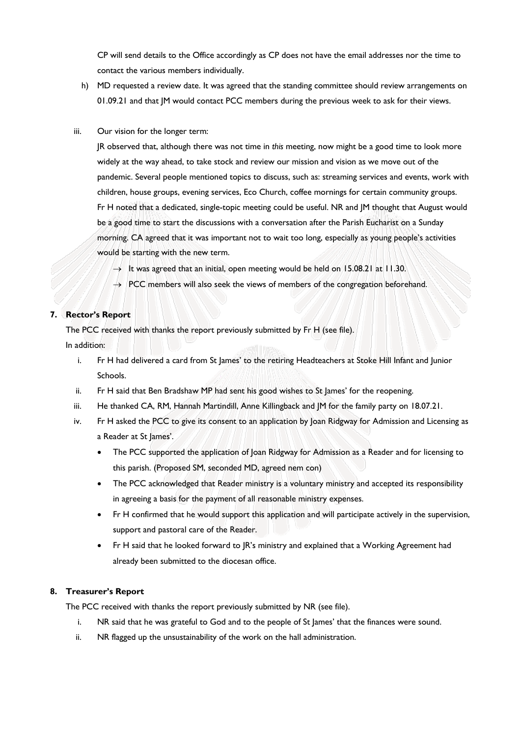CP will send details to the Office accordingly as CP does not have the email addresses nor the time to contact the various members individually.

h) MD requested a review date. It was agreed that the standing committee should review arrangements on 01.09.21 and that JM would contact PCC members during the previous week to ask for their views.

iii. Our vision for the longer term:

JR observed that, although there was not time in *this* meeting, now might be a good time to look more widely at the way ahead, to take stock and review our mission and vision as we move out of the pandemic. Several people mentioned topics to discuss, such as: streaming services and events, work with children, house groups, evening services, Eco Church, coffee mornings for certain community groups. Fr H noted that a dedicated, single-topic meeting could be useful. NR and JM thought that August would be a good time to start the discussions with a conversation after the Parish Eucharist on a Sunday morning. CA agreed that it was important not to wait too long, especially as young people's activities would be starting with the new term.

→ It was agreed that an initial, open meeting would be held on 15.08.21 at 11.30.

→ PCC members will also seek the views of members of the congregation beforehand.

**7. Rector's Report**

The PCC received with thanks the report previously submitted by Fr H (see file).

In addition:

i. Fr H had delivered a card from St James' to the retiring Headteachers at Stoke Hill Infant and Junior Schools.

ii. Fr H said that Ben Bradshaw MP had sent his good wishes to St James' for the reopening.

iii. He thanked CA, RM, Hannah Martindill, Anne Killingback and JM for the family party on 18.07.21.

iv. Fr H asked the PCC to give its consent to an application by Joan Ridgway for Admission and Licensing as a Reader at St James'.

- The PCC supported the application of Joan Ridgway for Admission as a Reader and for licensing to this parish. (Proposed SM, seconded MD, agreed nem con)
- The PCC acknowledged that Reader ministry is a voluntary ministry and accepted its responsibility in agreeing a basis for the payment of all reasonable ministry expenses.
- Fr H confirmed that he would support this application and will participate actively in the supervision, support and pastoral care of the Reader.
- Fr H said that he looked forward to JR's ministry and explained that a Working Agreement had already been submitted to the diocesan office.

**8. Treasurer's Report**

The PCC received with thanks the report previously submitted by NR (see file).

i. NR said that he was grateful to God and to the people of St James' that the finances were sound.

ii. NR flagged up the unsustainability of the work on the hall administration.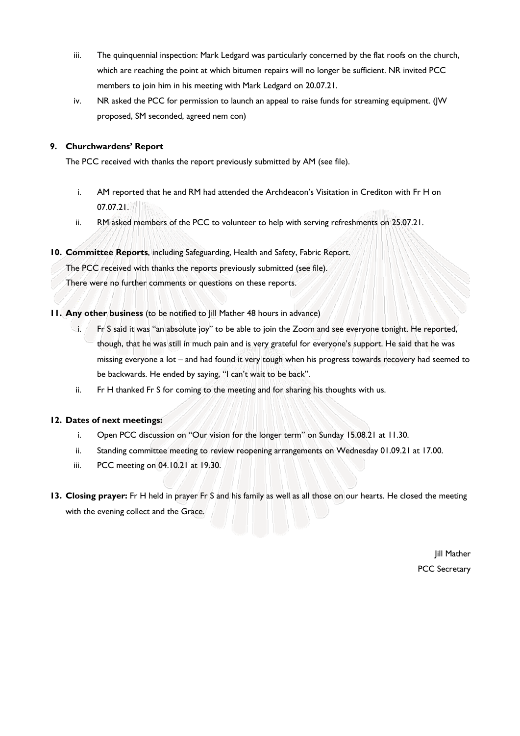iii. The quinquennial inspection: Mark Ledgard was particularly concerned by the flat roofs on the church, which are reaching the point at which bitumen repairs will no longer be sufficient. NR invited PCC members to join him in his meeting with Mark Ledgard on 20.07.21.

iv. NR asked the PCC for permission to launch an appeal to raise funds for streaming equipment. (JW proposed, SM seconded, agreed nem con)

**9. Churchwardens' Report**

The PCC received with thanks the report previously submitted by AM (see file).

i. AM reported that he and RM had attended the Archdeacon's Visitation in Crediton with Fr H on 07.07.21.

ii. RM asked members of the PCC to volunteer to help with serving refreshments on 25.07.21.

**10. Committee Reports**, including Safeguarding, Health and Safety, Fabric Report.

The PCC received with thanks the reports previously submitted (see file).

There were no further comments or questions on these reports.

**11. Any other business** (to be notified to Jill Mather 48 hours in advance)

i. Fr S said it was "an absolute joy" to be able to join the Zoom and see everyone tonight. He reported, though, that he was still in much pain and is very grateful for everyone's support. He said that he was missing everyone a lot – and had found it very tough when his progress towards recovery had seemed to be backwards. He ended by saying, "I can't wait to be back".

ii. Fr H thanked Fr S for coming to the meeting and for sharing his thoughts with us.

**12. Dates of next meetings:**

i. Open PCC discussion on "Our vision for the longer term" on Sunday 15.08.21 at 11.30.

ii. Standing committee meeting to review reopening arrangements on Wednesday 01.09.21 at 17.00.

iii. PCC meeting on 04.10.21 at 19.30.

**13. Closing prayer:** Fr H held in prayer Fr S and his family as well as all those on our hearts. He closed the meeting with the evening collect and the Grace.

Jill Mather
PCC Secretary